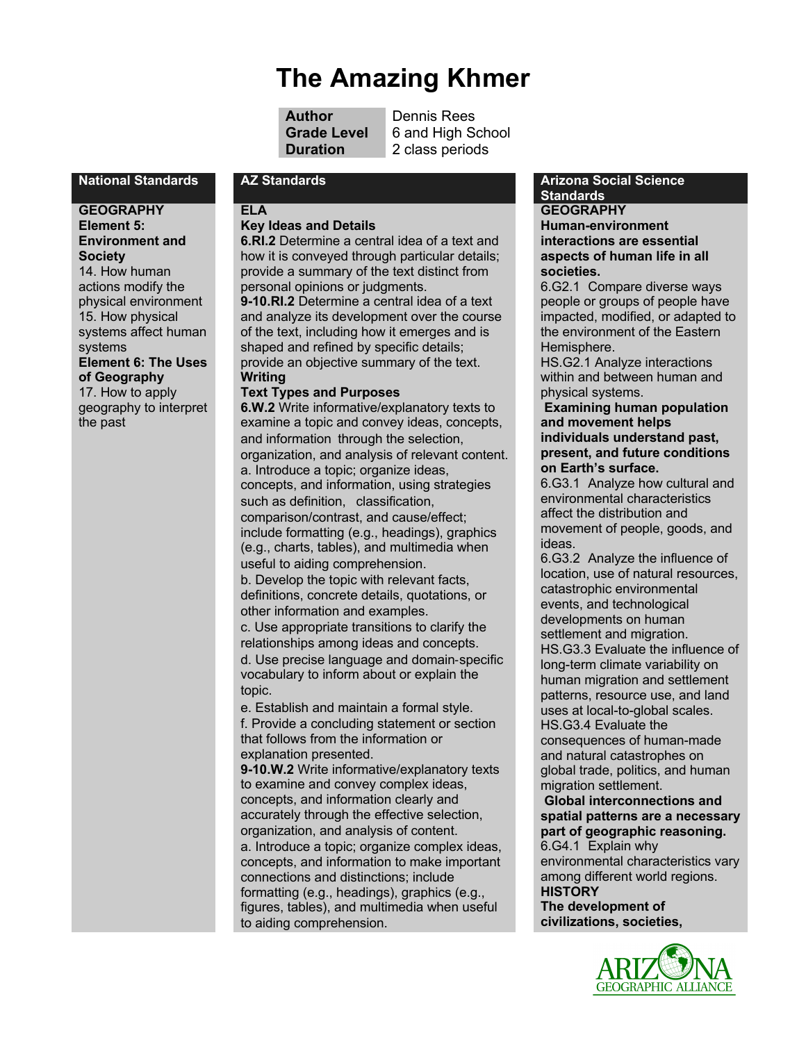# The Amazing Khmer

| | |
|---|---|
| **Author** | Dennis Rees |
| **Grade Level** | 6 and High School |
| **Duration** | 2 class periods |

## National Standards

**GEOGRAPHY**
**Element 5: Environment and Society**
14. How human actions modify the physical environment
15. How physical systems affect human systems
**Element 6: The Uses of Geography**
17. How to apply geography to interpret the past

## AZ Standards

**ELA**
**Key Ideas and Details**
**6.RI.2** Determine a central idea of a text and how it is conveyed through particular details; provide a summary of the text distinct from personal opinions or judgments.
**9-10.RI.2** Determine a central idea of a text and analyze its development over the course of the text, including how it emerges and is shaped and refined by specific details; provide an objective summary of the text.
**Writing**
**Text Types and Purposes**
**6.W.2** Write informative/explanatory texts to examine a topic and convey ideas, concepts, and information through the selection, organization, and analysis of relevant content.
a. Introduce a topic; organize ideas, concepts, and information, using strategies such as definition, classification, comparison/contrast, and cause/effect; include formatting (e.g., headings), graphics (e.g., charts, tables), and multimedia when useful to aiding comprehension.
b. Develop the topic with relevant facts, definitions, concrete details, quotations, or other information and examples.
c. Use appropriate transitions to clarify the relationships among ideas and concepts.
d. Use precise language and domain-specific vocabulary to inform about or explain the topic.
e. Establish and maintain a formal style.
f. Provide a concluding statement or section that follows from the information or explanation presented.
**9-10.W.2** Write informative/explanatory texts to examine and convey complex ideas, concepts, and information clearly and accurately through the effective selection, organization, and analysis of content.
a. Introduce a topic; organize complex ideas, concepts, and information to make important connections and distinctions; include formatting (e.g., headings), graphics (e.g., figures, tables), and multimedia when useful to aiding comprehension.

## Arizona Social Science Standards

**GEOGRAPHY**
**Human-environment interactions are essential aspects of human life in all societies.**
6.G2.1 Compare diverse ways people or groups of people have impacted, modified, or adapted to the environment of the Eastern Hemisphere.
HS.G2.1 Analyze interactions within and between human and physical systems.
**Examining human population and movement helps individuals understand past, present, and future conditions on Earth's surface.**
6.G3.1 Analyze how cultural and environmental characteristics affect the distribution and movement of people, goods, and ideas.
6.G3.2 Analyze the influence of location, use of natural resources, catastrophic environmental events, and technological developments on human settlement and migration.
HS.G3.3 Evaluate the influence of long-term climate variability on human migration and settlement patterns, resource use, and land uses at local-to-global scales.
HS.G3.4 Evaluate the consequences of human-made and natural catastrophes on global trade, politics, and human migration settlement.
**Global interconnections and spatial patterns are a necessary part of geographic reasoning.**
6.G4.1 Explain why environmental characteristics vary among different world regions.
**HISTORY**
**The development of civilizations, societies,**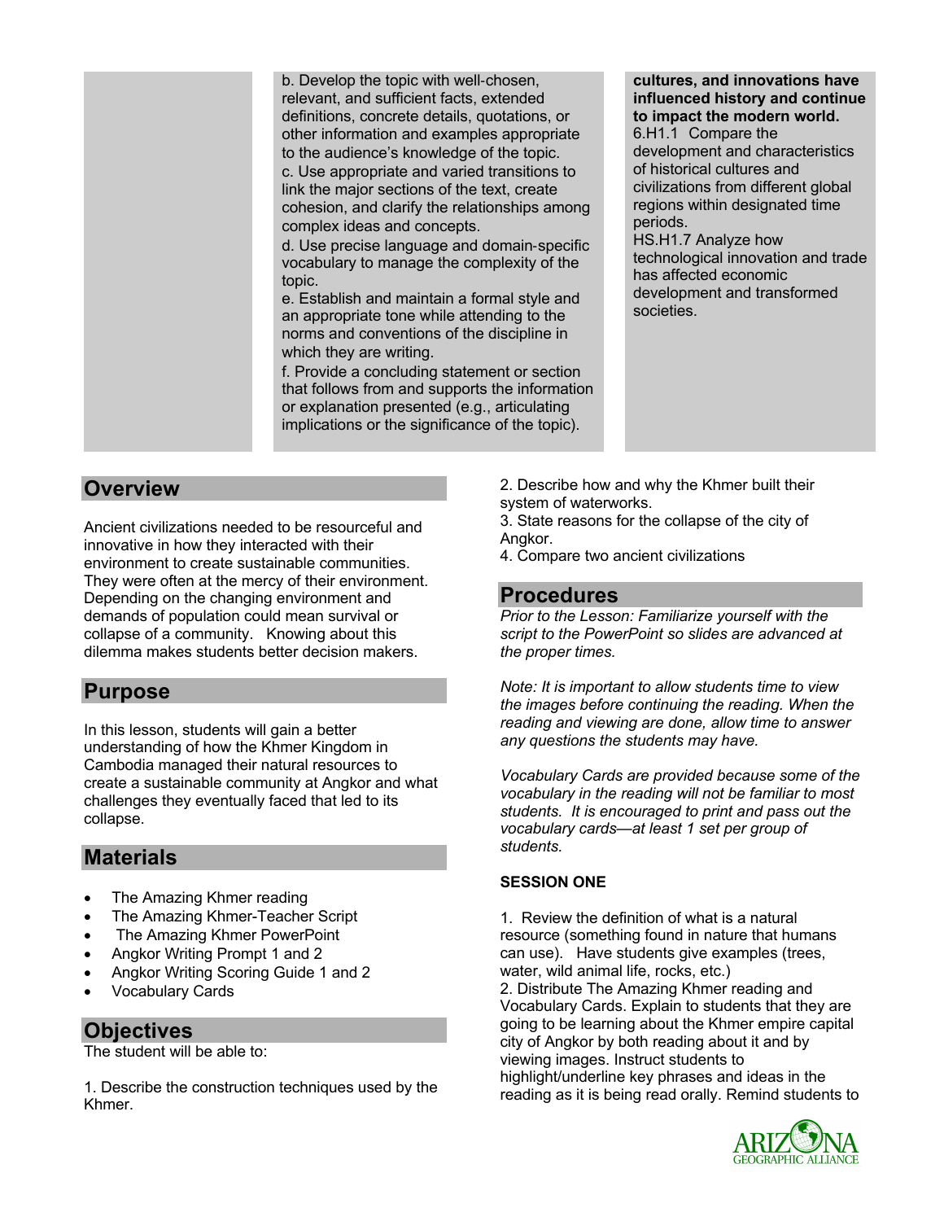| | b. Develop the topic with well-chosen, relevant, and sufficient facts, extended definitions, concrete details, quotations, or other information and examples appropriate to the audience's knowledge of the topic.<br>c. Use appropriate and varied transitions to link the major sections of the text, create cohesion, and clarify the relationships among complex ideas and concepts.<br>d. Use precise language and domain-specific vocabulary to manage the complexity of the topic.<br>e. Establish and maintain a formal style and an appropriate tone while attending to the norms and conventions of the discipline in which they are writing.<br>f. Provide a concluding statement or section that follows from and supports the information or explanation presented (e.g., articulating implications or the significance of the topic). | **cultures, and innovations have influenced history and continue to impact the modern world.**<br>6.H1.1 Compare the development and characteristics of historical cultures and civilizations from different global regions within designated time periods.<br>HS.H1.7 Analyze how technological innovation and trade has affected economic development and transformed societies. |
|---|---|---|

## Overview

Ancient civilizations needed to be resourceful and innovative in how they interacted with their environment to create sustainable communities. They were often at the mercy of their environment. Depending on the changing environment and demands of population could mean survival or collapse of a community. Knowing about this dilemma makes students better decision makers.

## Purpose

In this lesson, students will gain a better understanding of how the Khmer Kingdom in Cambodia managed their natural resources to create a sustainable community at Angkor and what challenges they eventually faced that led to its collapse.

## Materials

- The Amazing Khmer reading
- The Amazing Khmer-Teacher Script
- The Amazing Khmer PowerPoint
- Angkor Writing Prompt 1 and 2
- Angkor Writing Scoring Guide 1 and 2
- Vocabulary Cards

## Objectives

The student will be able to:

1. Describe the construction techniques used by the Khmer.
2. Describe how and why the Khmer built their system of waterworks.
3. State reasons for the collapse of the city of Angkor.
4. Compare two ancient civilizations

## Procedures

*Prior to the Lesson: Familiarize yourself with the script to the PowerPoint so slides are advanced at the proper times.*

*Note: It is important to allow students time to view the images before continuing the reading. When the reading and viewing are done, allow time to answer any questions the students may have.*

*Vocabulary Cards are provided because some of the vocabulary in the reading will not be familiar to most students. It is encouraged to print and pass out the vocabulary cards—at least 1 set per group of students.*

**SESSION ONE**

1. Review the definition of what is a natural resource (something found in nature that humans can use). Have students give examples (trees, water, wild animal life, rocks, etc.)
2. Distribute The Amazing Khmer reading and Vocabulary Cards. Explain to students that they are going to be learning about the Khmer empire capital city of Angkor by both reading about it and by viewing images. Instruct students to highlight/underline key phrases and ideas in the reading as it is being read orally. Remind students to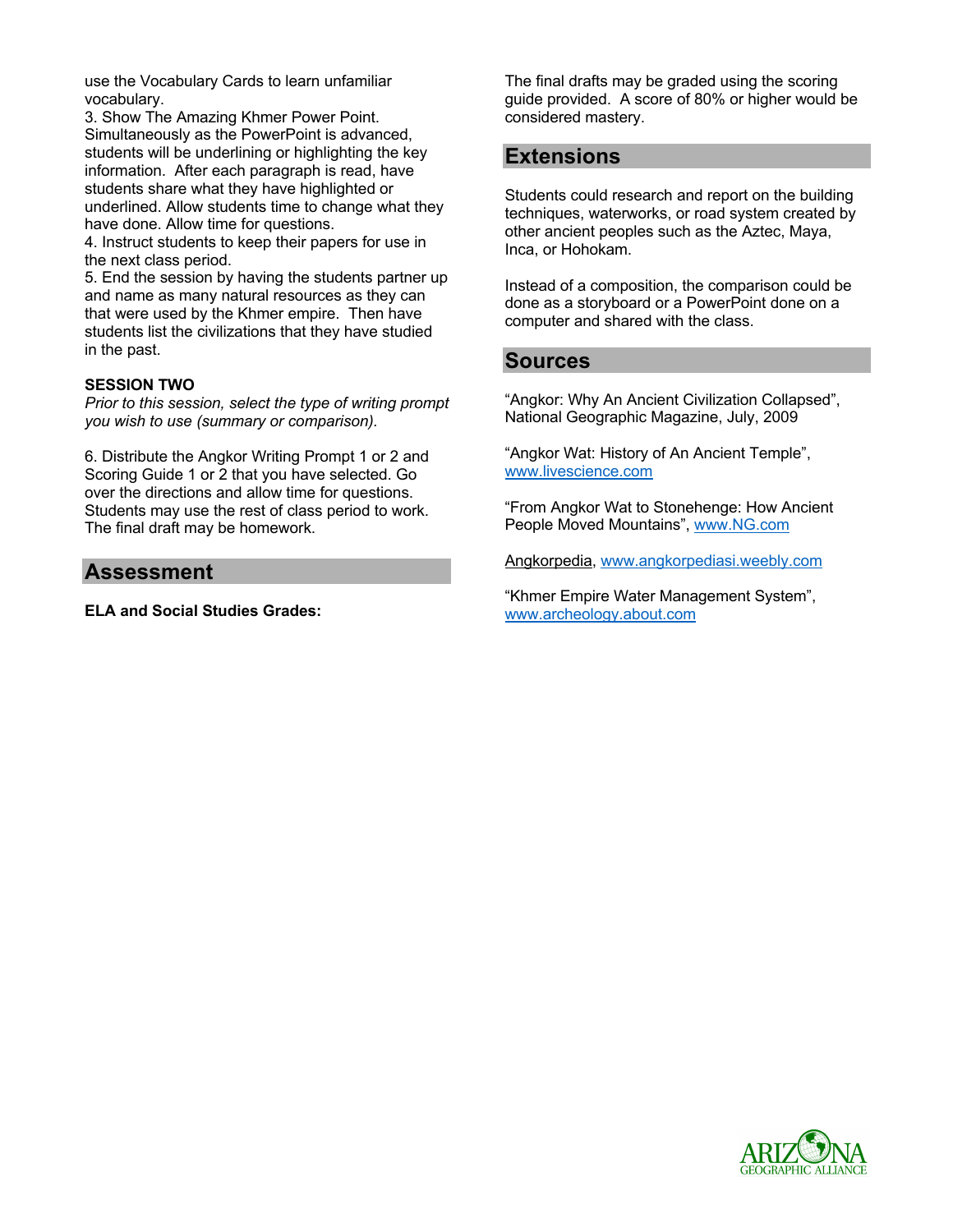use the Vocabulary Cards to learn unfamiliar vocabulary.

3. Show The Amazing Khmer Power Point. Simultaneously as the PowerPoint is advanced, students will be underlining or highlighting the key information. After each paragraph is read, have students share what they have highlighted or underlined. Allow students time to change what they have done. Allow time for questions.

4. Instruct students to keep their papers for use in the next class period.

5. End the session by having the students partner up and name as many natural resources as they can that were used by the Khmer empire. Then have students list the civilizations that they have studied in the past.

**SESSION TWO**

*Prior to this session, select the type of writing prompt you wish to use (summary or comparison).*

6. Distribute the Angkor Writing Prompt 1 or 2 and Scoring Guide 1 or 2 that you have selected. Go over the directions and allow time for questions. Students may use the rest of class period to work. The final draft may be homework.

## Assessment

**ELA and Social Studies Grades:**

The final drafts may be graded using the scoring guide provided. A score of 80% or higher would be considered mastery.

## Extensions

Students could research and report on the building techniques, waterworks, or road system created by other ancient peoples such as the Aztec, Maya, Inca, or Hohokam.

Instead of a composition, the comparison could be done as a storyboard or a PowerPoint done on a computer and shared with the class.

## Sources

"Angkor: Why An Ancient Civilization Collapsed", National Geographic Magazine, July, 2009

"Angkor Wat: History of An Ancient Temple", www.livescience.com

"From Angkor Wat to Stonehenge: How Ancient People Moved Mountains", www.NG.com

Angkorpedia, www.angkorpediasi.weebly.com

"Khmer Empire Water Management System", www.archeology.about.com